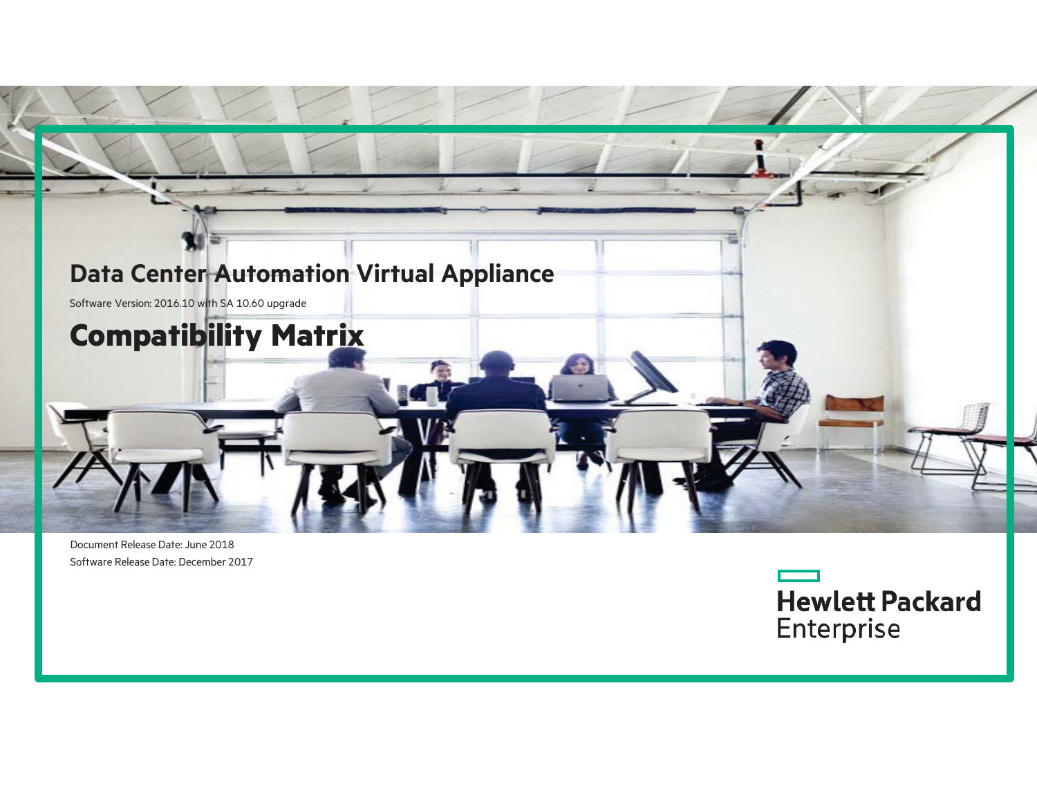# Data Center Automation Virtual Appliance

Software Version: 2016.10 with SA 10.60 upgrade

# Compatibility Matrix

Document Release Date: June 2018

Software Release Date: December 2017

Hewlett Packard Enterprise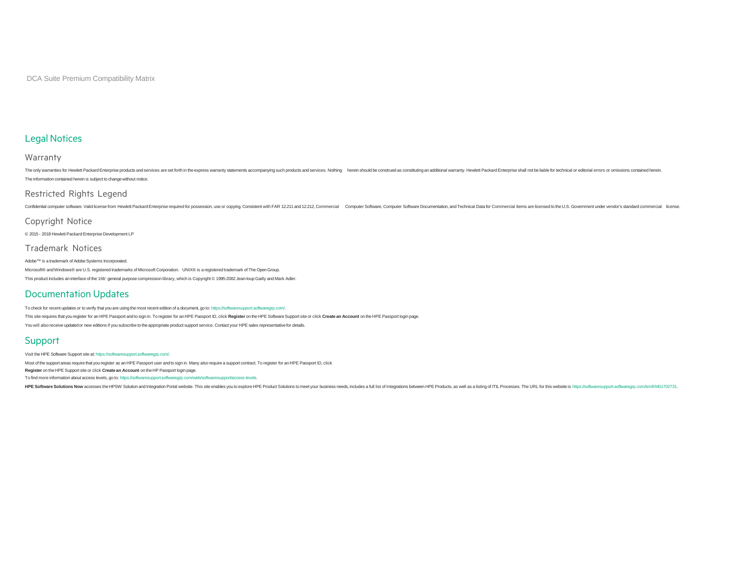DCA Suite Premium Compatibility Matrix

# Legal Notices

## Warranty

The only warranties for Hewlett Packard Enterprise products and services are set forth in the express warranty statements accompanying such products and services. Nothing herein should be construed as constituting an additional warranty. Hewlett Packard Enterprise shall not be liable for technical or editorial errors or omissions contained herein.

The information contained herein is subject to change without notice.

## Restricted Rights Legend

Confidential computer software. Valid license from Hewlett Packard Enterprise required for possession, use or copying. Consistent with FAR 12.211 and 12.212, Commercial Computer Software, Computer Software Documentation, and Technical Data for Commercial Items are licensed to the U.S. Government under vendor's standard commercial license.

## Copyright Notice

© 2015 - 2018 Hewlett Packard Enterprise Development LP

## Trademark Notices

Adobe™ is a trademark of Adobe Systems Incorporated.

Microsoft® and Windows® are U.S. registered trademarks of Microsoft Corporation. UNIX® is a registered trademark of The Open Group.

This product includes an interface of the 'zlib' general purpose compression library, which is Copyright © 1995-2002 Jean-loup Gailly and Mark Adler.

# Documentation Updates

To check for recent updates or to verify that you are using the most recent edition of a document, go to: https://softwaresupport.softwaregrp.com/.

This site requires that you register for an HPE Passport and to sign in. To register for an HPE Passport ID, click **Register** on the HPE Software Support site or click **Create an Account** on the HPE Passport login page.

You will also receive updated or new editions if you subscribe to the appropriate product support service. Contact your HPE sales representative for details.

# Support

Visit the HPE Software Support site at: https://softwaresupport.softwaregrp.com/.

Most of the support areas require that you register as an HPE Passport user and to sign in. Many also require a support contract. To register for an HPE Passport ID, click **Register** on the HPE Support site or click **Create an Account** on the HP Passport login page.

To find more information about access levels, go to: https://softwaresupport.softwaregrp.com/web/softwaresupport/access-levels.

**HPE Software Solutions Now** accesses the HPSW Solution and Integration Portal website. This site enables you to explore HPE Product Solutions to meet your business needs, includes a full list of Integrations between HPE Products, as well as a listing of ITIL Processes. The URL for this website is https://softwaresupport.softwaregrp.com/km/KM01702731.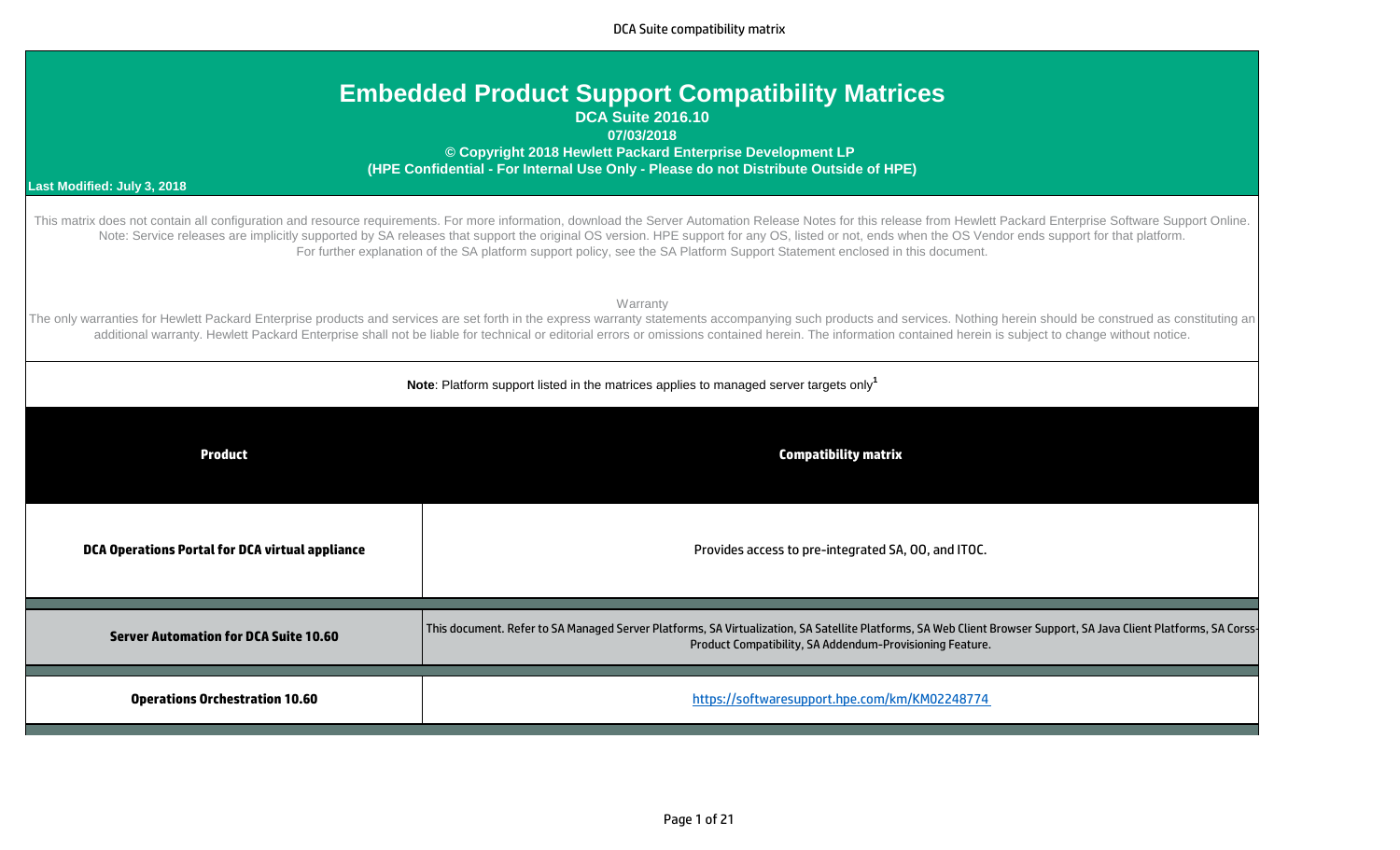# Embedded Product Support Compatibility Matrices

**DCA Suite 2016.10**

**07/03/2018**

**© Copyright 2018 Hewlett Packard Enterprise Development LP**

**(HPE Confidential - For Internal Use Only - Please do not Distribute Outside of HPE)**

**Last Modified: July 3, 2018**

This matrix does not contain all configuration and resource requirements. For more information, download the Server Automation Release Notes for this release from Hewlett Packard Enterprise Software Support Online. Note: Service releases are implicitly supported by SA releases that support the original OS version. HPE support for any OS, listed or not, ends when the OS Vendor ends support for that platform. For further explanation of the SA platform support policy, see the SA Platform Support Statement enclosed in this document.

Warranty

The only warranties for Hewlett Packard Enterprise products and services are set forth in the express warranty statements accompanying such products and services. Nothing herein should be construed as constituting an additional warranty. Hewlett Packard Enterprise shall not be liable for technical or editorial errors or omissions contained herein. The information contained herein is subject to change without notice.

**Note**: Platform support listed in the matrices applies to managed server targets only[1]

| Product | Compatibility matrix |
|---|---|
| **DCA Operations Portal for DCA virtual appliance** | Provides access to pre-integrated SA, OO, and ITOC. |
| **Server Automation for DCA Suite 10.60** | This document. Refer to SA Managed Server Platforms, SA Virtualization, SA Satellite Platforms, SA Web Client Browser Support, SA Java Client Platforms, SA Corss-Product Compatibility, SA Addendum-Provisioning Feature. |
| **Operations Orchestration 10.60** | https://softwaresupport.hpe.com/km/KM02248774 |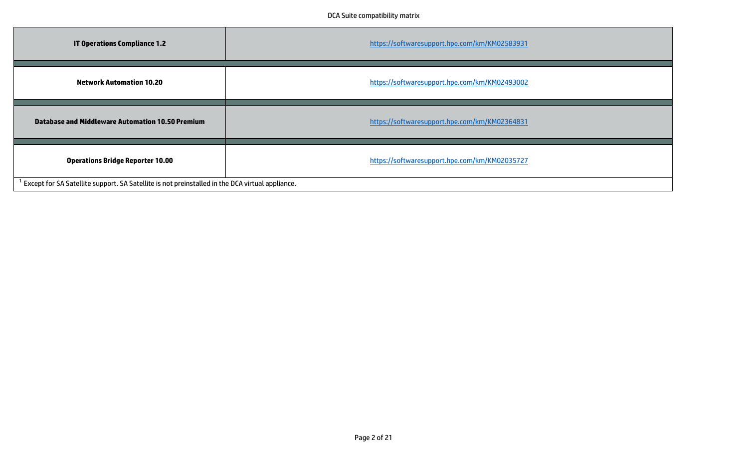| | |
|---|---|
| **IT Operations Compliance 1.2** | https://softwaresupport.hpe.com/km/KM02583931 |
| | |
| **Network Automation 10.20** | https://softwaresupport.hpe.com/km/KM02493002 |
| | |
| **Database and Middleware Automation 10.50 Premium** | https://softwaresupport.hpe.com/km/KM02364831 |
| | |
| **Operations Bridge Reporter 10.00** | https://softwaresupport.hpe.com/km/KM02035727 |

[1] Except for SA Satellite support. SA Satellite is not preinstalled in the DCA virtual appliance.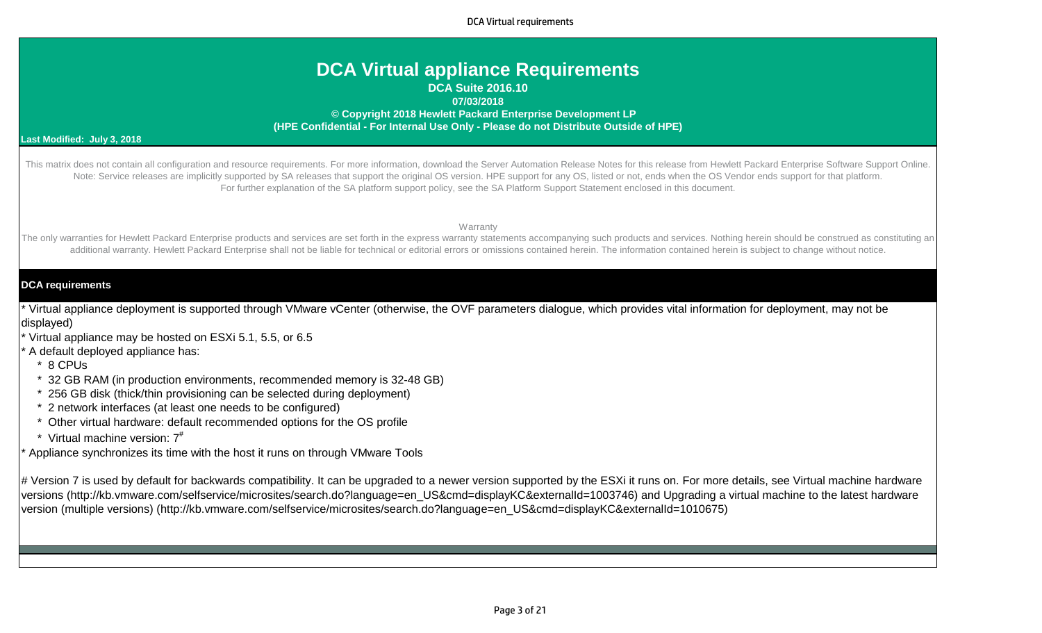# DCA Virtual appliance Requirements

**DCA Suite 2016.10**

**07/03/2018**

**© Copyright 2018 Hewlett Packard Enterprise Development LP**

**(HPE Confidential - For Internal Use Only - Please do not Distribute Outside of HPE)**

**Last Modified: July 3, 2018**

This matrix does not contain all configuration and resource requirements. For more information, download the Server Automation Release Notes for this release from Hewlett Packard Enterprise Software Support Online. Note: Service releases are implicitly supported by SA releases that support the original OS version. HPE support for any OS, listed or not, ends when the OS Vendor ends support for that platform. For further explanation of the SA platform support policy, see the SA Platform Support Statement enclosed in this document.

Warranty

The only warranties for Hewlett Packard Enterprise products and services are set forth in the express warranty statements accompanying such products and services. Nothing herein should be construed as constituting an additional warranty. Hewlett Packard Enterprise shall not be liable for technical or editorial errors or omissions contained herein. The information contained herein is subject to change without notice.

## DCA requirements

* Virtual appliance deployment is supported through VMware vCenter (otherwise, the OVF parameters dialogue, which provides vital information for deployment, may not be displayed)
* Virtual appliance may be hosted on ESXi 5.1, 5.5, or 6.5
* A default deployed appliance has:
  * 8 CPUs
  * 32 GB RAM (in production environments, recommended memory is 32-48 GB)
  * 256 GB disk (thick/thin provisioning can be selected during deployment)
  * 2 network interfaces (at least one needs to be configured)
  * Other virtual hardware: default recommended options for the OS profile
  * Virtual machine version: 7[#]
* Appliance synchronizes its time with the host it runs on through VMware Tools

# Version 7 is used by default for backwards compatibility. It can be upgraded to a newer version supported by the ESXi it runs on. For more details, see Virtual machine hardware versions (http://kb.vmware.com/selfservice/microsites/search.do?language=en_US&cmd=displayKC&externalId=1003746) and Upgrading a virtual machine to the latest hardware version (multiple versions) (http://kb.vmware.com/selfservice/microsites/search.do?language=en_US&cmd=displayKC&externalId=1010675)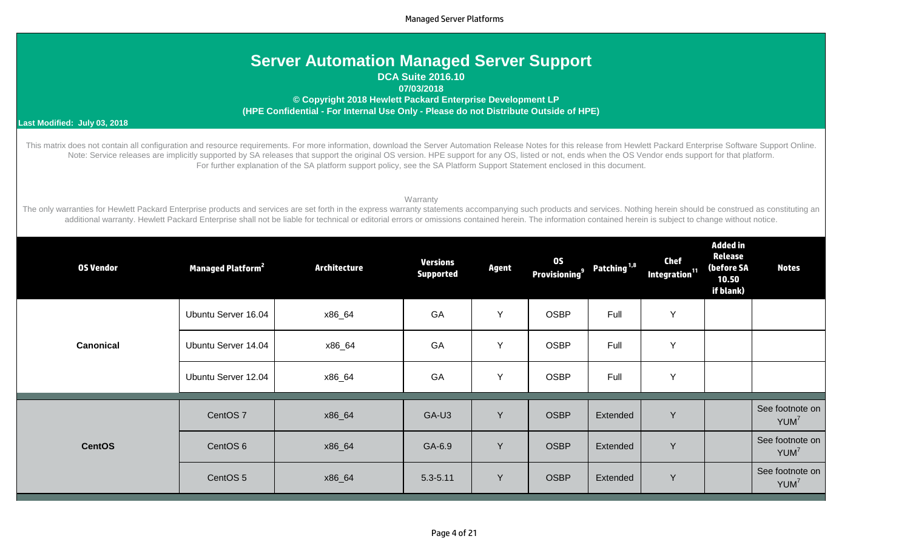# Server Automation Managed Server Support

**DCA Suite 2016.10**

**07/03/2018**

**© Copyright 2018 Hewlett Packard Enterprise Development LP**

**(HPE Confidential - For Internal Use Only - Please do not Distribute Outside of HPE)**

**Last Modified: July 03, 2018**

This matrix does not contain all configuration and resource requirements. For more information, download the Server Automation Release Notes for this release from Hewlett Packard Enterprise Software Support Online. Note: Service releases are implicitly supported by SA releases that support the original OS version. HPE support for any OS, listed or not, ends when the OS Vendor ends support for that platform. For further explanation of the SA platform support policy, see the SA Platform Support Statement enclosed in this document.

Warranty

The only warranties for Hewlett Packard Enterprise products and services are set forth in the express warranty statements accompanying such products and services. Nothing herein should be construed as constituting an additional warranty. Hewlett Packard Enterprise shall not be liable for technical or editorial errors or omissions contained herein. The information contained herein is subject to change without notice.

| OS Vendor | Managed Platform[2] | Architecture | Versions Supported | Agent | OS Provisioning[9] | Patching[1,8] | Chef Integration[11] | Added in Release (before SA 10.50 if blank) | Notes |
|---|---|---|---|---|---|---|---|---|---|
| Canonical | Ubuntu Server 16.04 | x86_64 | GA | Y | OSBP | Full | Y | | |
| | Ubuntu Server 14.04 | x86_64 | GA | Y | OSBP | Full | Y | | |
| | Ubuntu Server 12.04 | x86_64 | GA | Y | OSBP | Full | Y | | |
| CentOS | CentOS 7 | x86_64 | GA-U3 | Y | OSBP | Extended | Y | | See footnote on YUM[7] |
| | CentOS 6 | x86_64 | GA-6.9 | Y | OSBP | Extended | Y | | See footnote on YUM[7] |
| | CentOS 5 | x86_64 | 5.3-5.11 | Y | OSBP | Extended | Y | | See footnote on YUM[7] |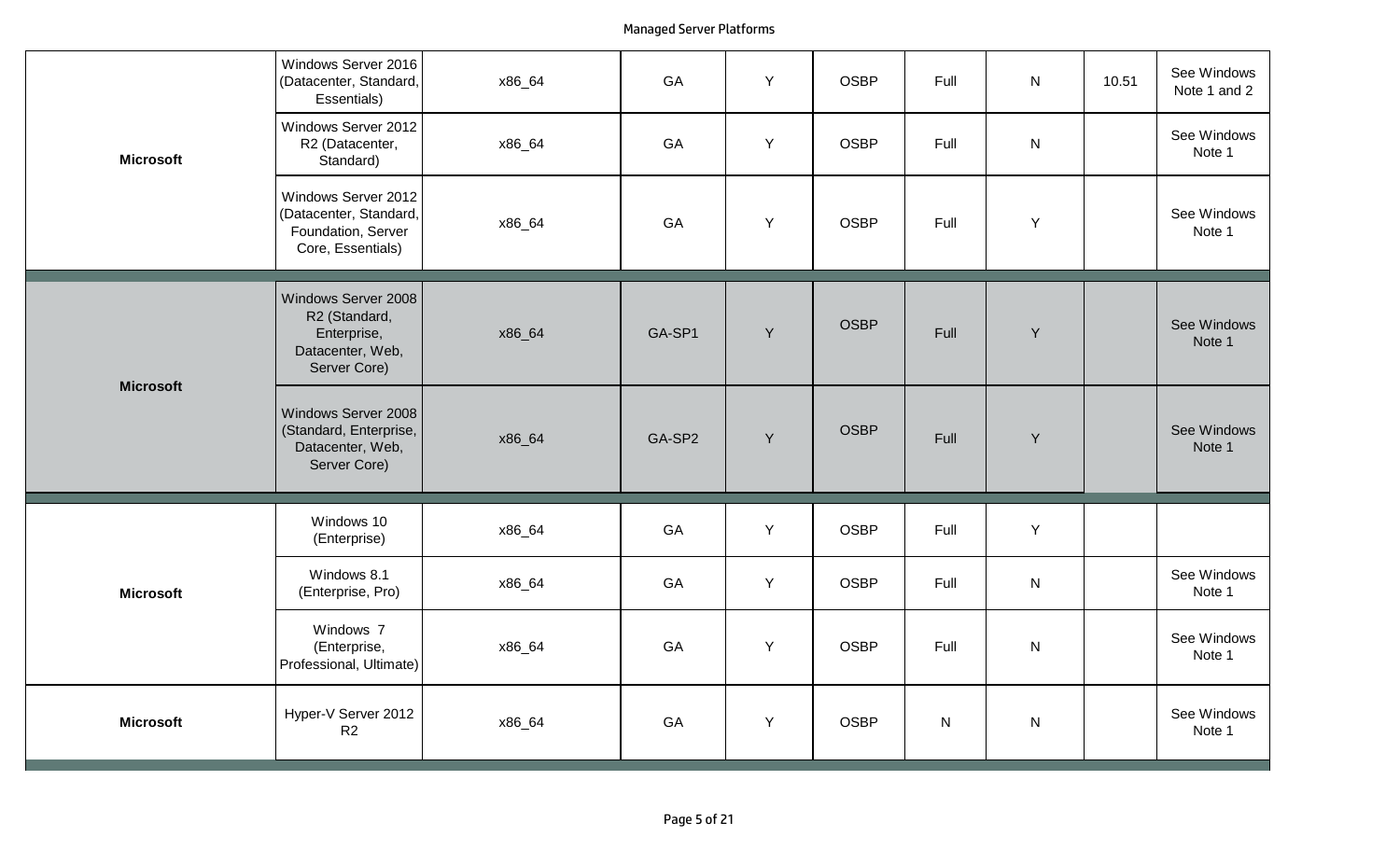| | | | | | | | | | |
|---|---|---|---|---|---|---|---|---|---|
| Microsoft | Windows Server 2016 (Datacenter, Standard, Essentials) | x86_64 | GA | Y | OSBP | Full | N | 10.51 | See Windows Note 1 and 2 |
| | Windows Server 2012 R2 (Datacenter, Standard) | x86_64 | GA | Y | OSBP | Full | N | | See Windows Note 1 |
| | Windows Server 2012 (Datacenter, Standard, Foundation, Server Core, Essentials) | x86_64 | GA | Y | OSBP | Full | Y | | See Windows Note 1 |
| Microsoft | Windows Server 2008 R2 (Standard, Enterprise, Datacenter, Web, Server Core) | x86_64 | GA-SP1 | Y | OSBP | Full | Y | | See Windows Note 1 |
| | Windows Server 2008 (Standard, Enterprise, Datacenter, Web, Server Core) | x86_64 | GA-SP2 | Y | OSBP | Full | Y | | See Windows Note 1 |
| Microsoft | Windows 10 (Enterprise) | x86_64 | GA | Y | OSBP | Full | Y | | |
| | Windows 8.1 (Enterprise, Pro) | x86_64 | GA | Y | OSBP | Full | N | | See Windows Note 1 |
| | Windows 7 (Enterprise, Professional, Ultimate) | x86_64 | GA | Y | OSBP | Full | N | | See Windows Note 1 |
| Microsoft | Hyper-V Server 2012 R2 | x86_64 | GA | Y | OSBP | N | N | | See Windows Note 1 |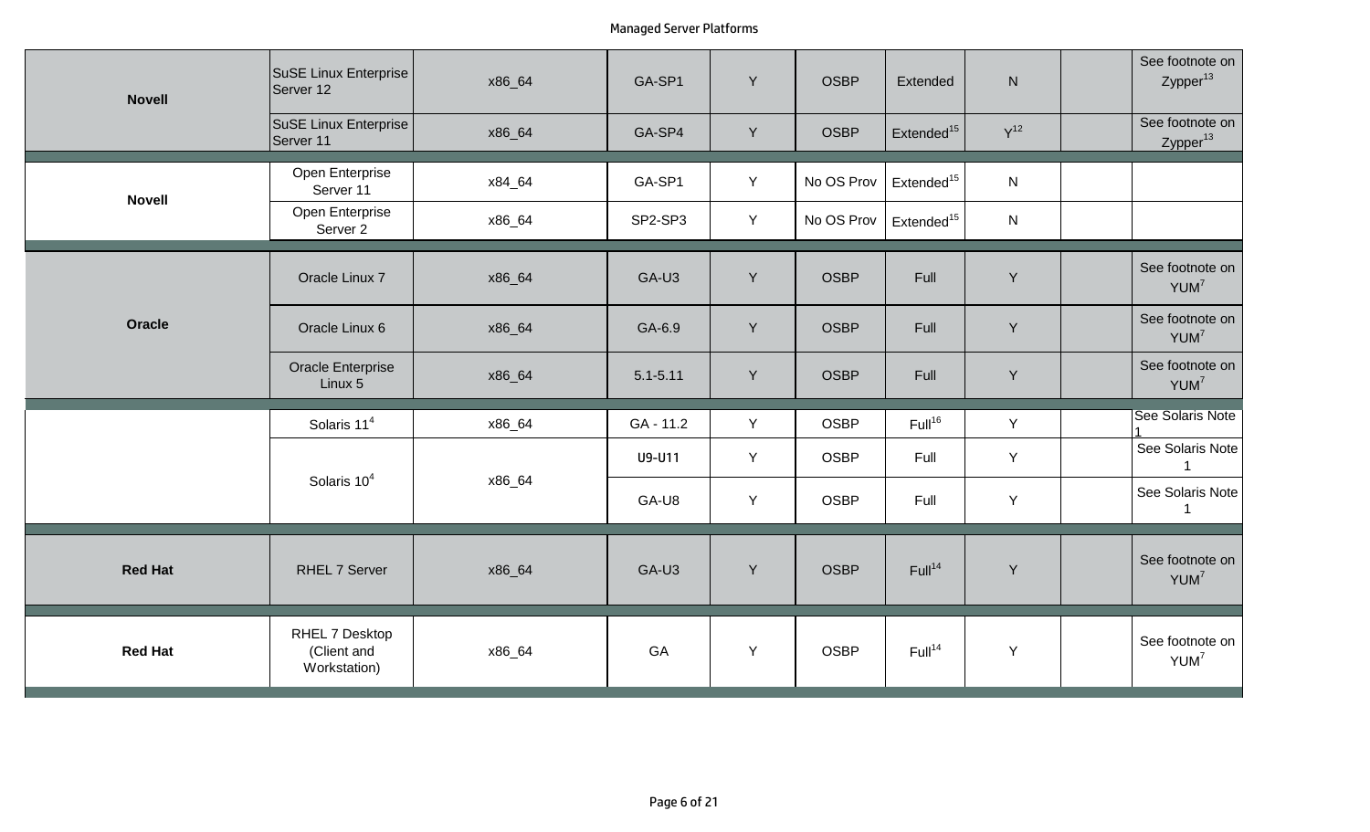| | | | | | | | | | |
|---|---|---|---|---|---|---|---|---|---|
| **Novell** | SuSE Linux Enterprise Server 12 | x86_64 | GA-SP1 | Y | OSBP | Extended | N | | See footnote on Zypper[13] |
| | SuSE Linux Enterprise Server 11 | x86_64 | GA-SP4 | Y | OSBP | Extended[15] | Y[12] | | See footnote on Zypper[13] |
| **Novell** | Open Enterprise Server 11 | x84_64 | GA-SP1 | Y | No OS Prov | Extended[15] | N | | |
| | Open Enterprise Server 2 | x86_64 | SP2-SP3 | Y | No OS Prov | Extended[15] | N | | |
| **Oracle** | Oracle Linux 7 | x86_64 | GA-U3 | Y | OSBP | Full | Y | | See footnote on YUM[7] |
| | Oracle Linux 6 | x86_64 | GA-6.9 | Y | OSBP | Full | Y | | See footnote on YUM[7] |
| | Oracle Enterprise Linux 5 | x86_64 | 5.1-5.11 | Y | OSBP | Full | Y | | See footnote on YUM[7] |
| | Solaris 11[4] | x86_64 | GA - 11.2 | Y | OSBP | Full[16] | Y | | See Solaris Note 1 |
| | Solaris 10[4] | x86_64 | U9-U11 | Y | OSBP | Full | Y | | See Solaris Note 1 |
| | | | GA-U8 | Y | OSBP | Full | Y | | See Solaris Note 1 |
| **Red Hat** | RHEL 7 Server | x86_64 | GA-U3 | Y | OSBP | Full[14] | Y | | See footnote on YUM[7] |
| **Red Hat** | RHEL 7 Desktop (Client and Workstation) | x86_64 | GA | Y | OSBP | Full[14] | Y | | See footnote on YUM[7] |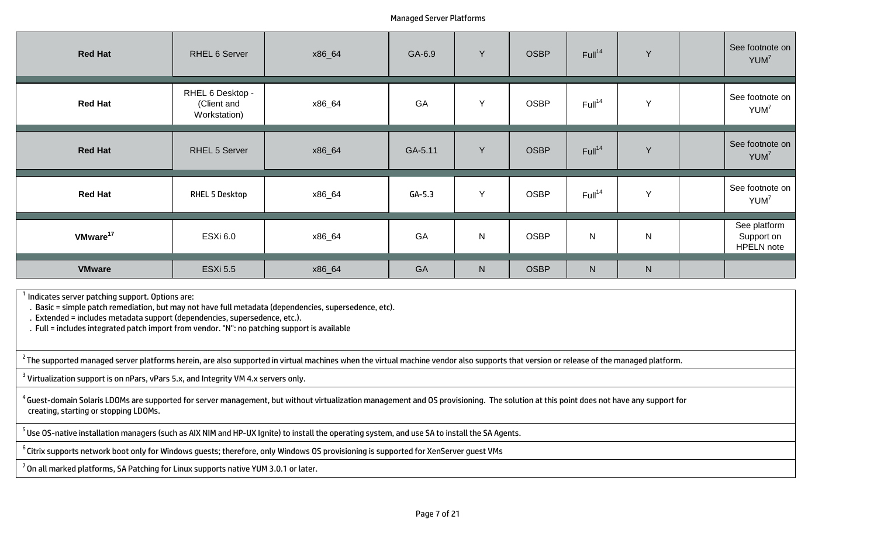| Red Hat | RHEL 6 Server | x86_64 | GA-6.9 | Y | OSBP | Full[14] | Y | | See footnote on YUM[7] |
|---|---|---|---|---|---|---|---|---|---|
| Red Hat | RHEL 6 Desktop - (Client and Workstation) | x86_64 | GA | Y | OSBP | Full[14] | Y | | See footnote on YUM[7] |
| Red Hat | RHEL 5 Server | x86_64 | GA-5.11 | Y | OSBP | Full[14] | Y | | See footnote on YUM[7] |
| Red Hat | RHEL 5 Desktop | x86_64 | GA-5.3 | Y | OSBP | Full[14] | Y | | See footnote on YUM[7] |
| VMware[17] | ESXi 6.0 | x86_64 | GA | N | OSBP | N | N | | See platform Support on HPELN note |
| VMware | ESXi 5.5 | x86_64 | GA | N | OSBP | N | N | | |

[1] Indicates server patching support. Options are:
- . Basic = simple patch remediation, but may not have full metadata (dependencies, supersedence, etc).
- . Extended = includes metadata support (dependencies, supersedence, etc.).
- . Full = includes integrated patch import from vendor. "N": no patching support is available

[2] The supported managed server platforms herein, are also supported in virtual machines when the virtual machine vendor also supports that version or release of the managed platform.

[3] Virtualization support is on nPars, vPars 5.x, and Integrity VM 4.x servers only.

[4] Guest-domain Solaris LDOMs are supported for server management, but without virtualization management and OS provisioning. The solution at this point does not have any support for creating, starting or stopping LDOMs.

[5] Use OS-native installation managers (such as AIX NIM and HP-UX Ignite) to install the operating system, and use SA to install the SA Agents.

[6] Citrix supports network boot only for Windows guests; therefore, only Windows OS provisioning is supported for XenServer guest VMs

[7] On all marked platforms, SA Patching for Linux supports native YUM 3.0.1 or later.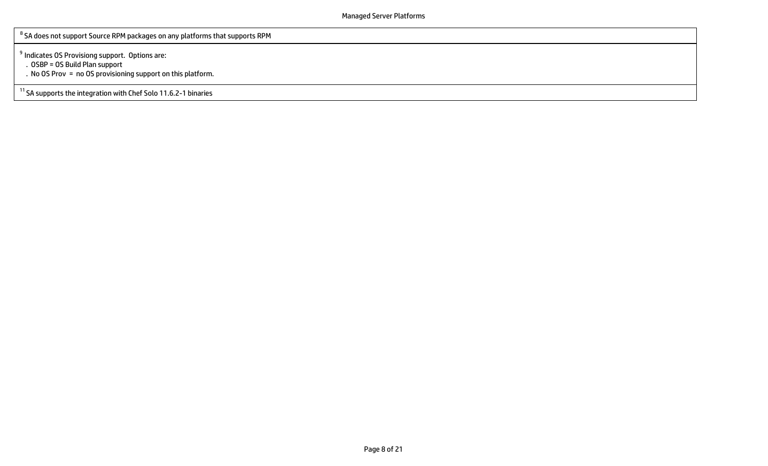[8] SA does not support Source RPM packages on any platforms that supports RPM

[9] Indicates OS Provisiong support.  Options are:

- OSBP = OS Build Plan support
- No OS Prov  =  no OS provisioning support on this platform.

[11] SA supports the integration with Chef Solo 11.6.2-1 binaries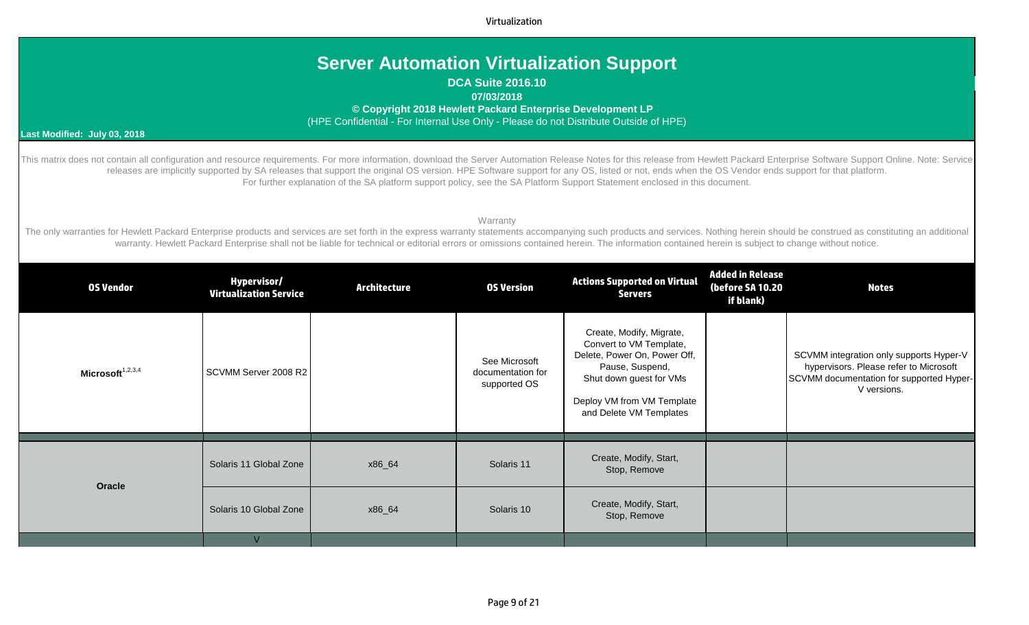# Server Automation Virtualization Support

**DCA Suite 2016.10**

**07/03/2018**

**© Copyright 2018 Hewlett Packard Enterprise Development LP**

(HPE Confidential - For Internal Use Only - Please do not Distribute Outside of HPE)

**Last Modified: July 03, 2018**

This matrix does not contain all configuration and resource requirements. For more information, download the Server Automation Release Notes for this release from Hewlett Packard Enterprise Software Support Online. Note: Service releases are implicitly supported by SA releases that support the original OS version. HPE Software support for any OS, listed or not, ends when the OS Vendor ends support for that platform. For further explanation of the SA platform support policy, see the SA Platform Support Statement enclosed in this document.

Warranty

The only warranties for Hewlett Packard Enterprise products and services are set forth in the express warranty statements accompanying such products and services. Nothing herein should be construed as constituting an additional warranty. Hewlett Packard Enterprise shall not be liable for technical or editorial errors or omissions contained herein. The information contained herein is subject to change without notice.

| OS Vendor | Hypervisor/ Virtualization Service | Architecture | OS Version | Actions Supported on Virtual Servers | Added in Release (before SA 10.20 if blank) | Notes |
|---|---|---|---|---|---|---|
| Microsoft[1,2,3,4] | SCVMM Server 2008 R2 | | See Microsoft documentation for supported OS | Create, Modify, Migrate, Convert to VM Template, Delete, Power On, Power Off, Pause, Suspend, Shut down guest for VMs<br><br>Deploy VM from VM Template and Delete VM Templates | | SCVMM integration only supports Hyper-V hypervisors. Please refer to Microsoft SCVMM documentation for supported Hyper-V versions. |
| | | | | | | |
| Oracle | Solaris 11 Global Zone | x86_64 | Solaris 11 | Create, Modify, Start, Stop, Remove | | |
| | Solaris 10 Global Zone | x86_64 | Solaris 10 | Create, Modify, Start, Stop, Remove | | |
| | V | | | | | |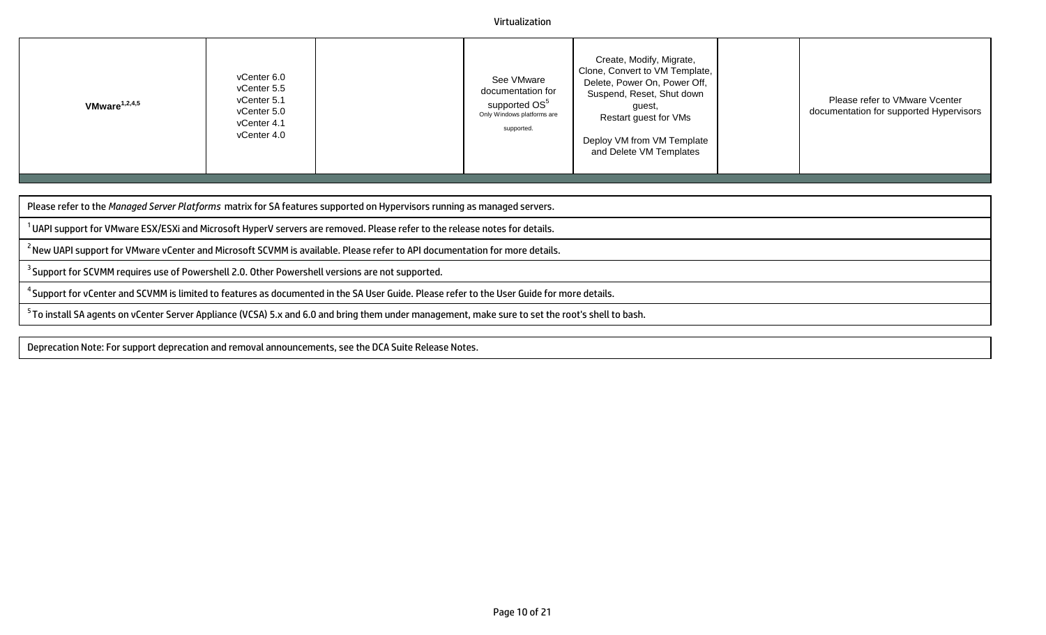| VMware[1,2,4,5] | vCenter 6.0<br>vCenter 5.5<br>vCenter 5.1<br>vCenter 5.0<br>vCenter 4.1<br>vCenter 4.0 | | See VMware documentation for supported OS[5]<br>Only Windows platforms are supported. | Create, Modify, Migrate, Clone, Convert to VM Template, Delete, Power On, Power Off, Suspend, Reset, Shut down guest,<br>Restart guest for VMs<br><br>Deploy VM from VM Template and Delete VM Templates | | Please refer to VMware Vcenter documentation for supported Hypervisors |
|---|---|---|---|---|---|---|

Please refer to the *Managed Server Platforms* matrix for SA features supported on Hypervisors running as managed servers.

[1] UAPI support for VMware ESX/ESXi and Microsoft HyperV servers are removed. Please refer to the release notes for details.

[2] New UAPI support for VMware vCenter and Microsoft SCVMM is available. Please refer to API documentation for more details.

[3] Support for SCVMM requires use of Powershell 2.0. Other Powershell versions are not supported.

[4] Support for vCenter and SCVMM is limited to features as documented in the SA User Guide. Please refer to the User Guide for more details.

[5] To install SA agents on vCenter Server Appliance (VCSA) 5.x and 6.0 and bring them under management, make sure to set the root's shell to bash.

Deprecation Note: For support deprecation and removal announcements, see the DCA Suite Release Notes.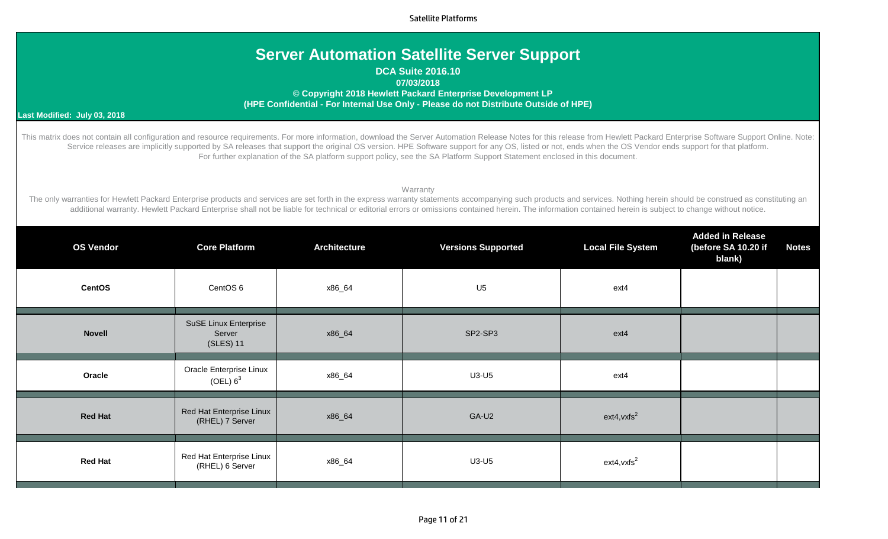# Server Automation Satellite Server Support

**DCA Suite 2016.10**

**07/03/2018**

**© Copyright 2018 Hewlett Packard Enterprise Development LP**

**(HPE Confidential - For Internal Use Only - Please do not Distribute Outside of HPE)**

**Last Modified: July 03, 2018**

This matrix does not contain all configuration and resource requirements. For more information, download the Server Automation Release Notes for this release from Hewlett Packard Enterprise Software Support Online. Note: Service releases are implicitly supported by SA releases that support the original OS version. HPE Software support for any OS, listed or not, ends when the OS Vendor ends support for that platform. For further explanation of the SA platform support policy, see the SA Platform Support Statement enclosed in this document.

Warranty

The only warranties for Hewlett Packard Enterprise products and services are set forth in the express warranty statements accompanying such products and services. Nothing herein should be construed as constituting an additional warranty. Hewlett Packard Enterprise shall not be liable for technical or editorial errors or omissions contained herein. The information contained herein is subject to change without notice.

| OS Vendor | Core Platform | Architecture | Versions Supported | Local File System | Added in Release (before SA 10.20 if blank) | Notes |
|---|---|---|---|---|---|---|
| **CentOS** | CentOS 6 | x86_64 | U5 | ext4 | | |
| **Novell** | SuSE Linux Enterprise Server (SLES) 11 | x86_64 | SP2-SP3 | ext4 | | |
| **Oracle** | Oracle Enterprise Linux (OEL) 6[3] | x86_64 | U3-U5 | ext4 | | |
| **Red Hat** | Red Hat Enterprise Linux (RHEL) 7 Server | x86_64 | GA-U2 | ext4,vxfs[2] | | |
| **Red Hat** | Red Hat Enterprise Linux (RHEL) 6 Server | x86_64 | U3-U5 | ext4,vxfs[2] | | |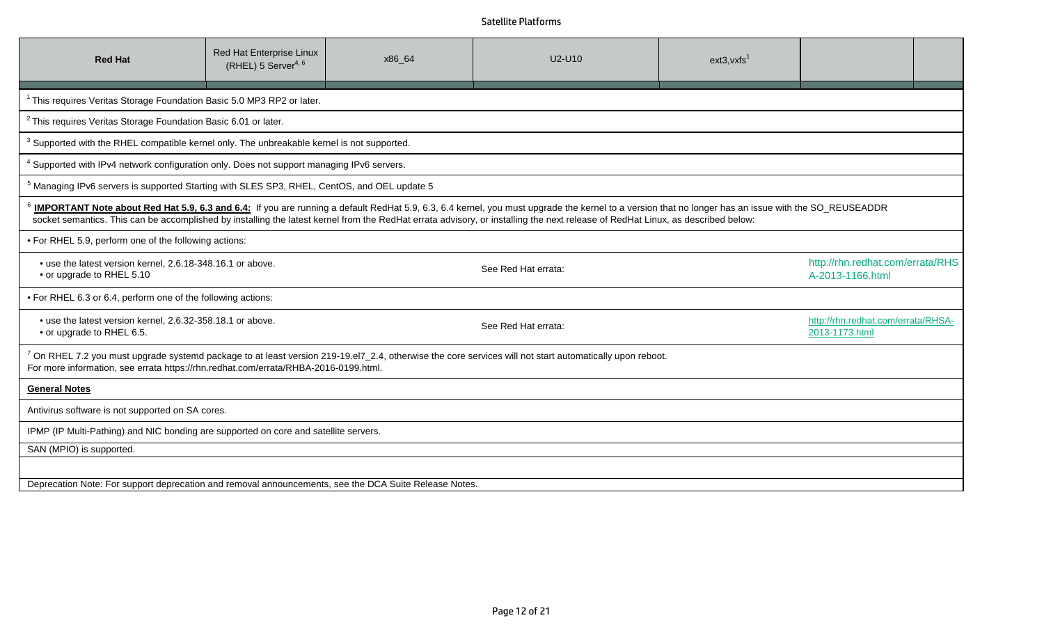Satellite Platforms

| Red Hat | Red Hat Enterprise Linux (RHEL) 5 Server[4, 6] | x86_64 | U2-U10 | ext3,vxfs[1] | | |
|---|---|---|---|---|---|---|

[1] This requires Veritas Storage Foundation Basic 5.0 MP3 RP2 or later.

[2] This requires Veritas Storage Foundation Basic 6.01 or later.

[3] Supported with the RHEL compatible kernel only. The unbreakable kernel is not supported.

[4] Supported with IPv4 network configuration only. Does not support managing IPv6 servers.

[5] Managing IPv6 servers is supported Starting with SLES SP3, RHEL, CentOS, and OEL update 5

[6] **IMPORTANT Note about Red Hat 5.9, 6.3 and 6.4:** If you are running a default RedHat 5.9, 6.3, 6.4 kernel, you must upgrade the kernel to a version that no longer has an issue with the SO_REUSEADDR socket semantics. This can be accomplished by installing the latest kernel from the RedHat errata advisory, or installing the next release of RedHat Linux, as described below:

- For RHEL 5.9, perform one of the following actions:

| | | |
|---|---|---|
| • use the latest version kernel, 2.6.18-348.16.1 or above.<br>• or upgrade to RHEL 5.10 | See Red Hat errata: | http://rhn.redhat.com/errata/RHSA-2013-1166.html |

- For RHEL 6.3 or 6.4, perform one of the following actions:

| | | |
|---|---|---|
| • use the latest version kernel, 2.6.32-358.18.1 or above.<br>• or upgrade to RHEL 6.5. | See Red Hat errata: | http://rhn.redhat.com/errata/RHSA-2013-1173.html |

[7] On RHEL 7.2 you must upgrade systemd package to at least version 219-19.el7_2.4, otherwise the core services will not start automatically upon reboot. For more information, see errata https://rhn.redhat.com/errata/RHBA-2016-0199.html.

**General Notes**

Antivirus software is not supported on SA cores.

IPMP (IP Multi-Pathing) and NIC bonding are supported on core and satellite servers.

SAN (MPIO) is supported.

Deprecation Note: For support deprecation and removal announcements, see the DCA Suite Release Notes.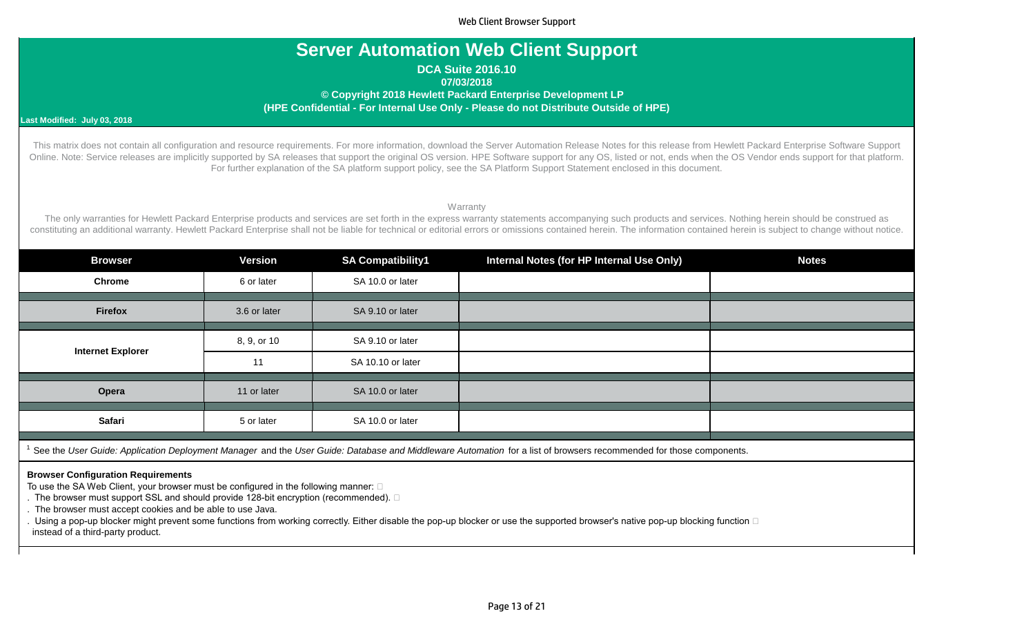# Server Automation Web Client Support

**DCA Suite 2016.10**

**07/03/2018**

**© Copyright 2018 Hewlett Packard Enterprise Development LP**

**(HPE Confidential - For Internal Use Only - Please do not Distribute Outside of HPE)**

**Last Modified: July 03, 2018**

This matrix does not contain all configuration and resource requirements. For more information, download the Server Automation Release Notes for this release from Hewlett Packard Enterprise Software Support Online. Note: Service releases are implicitly supported by SA releases that support the original OS version. HPE Software support for any OS, listed or not, ends when the OS Vendor ends support for that platform. For further explanation of the SA platform support policy, see the SA Platform Support Statement enclosed in this document.

Warranty

The only warranties for Hewlett Packard Enterprise products and services are set forth in the express warranty statements accompanying such products and services. Nothing herein should be construed as constituting an additional warranty. Hewlett Packard Enterprise shall not be liable for technical or editorial errors or omissions contained herein. The information contained herein is subject to change without notice.

| Browser | Version | SA Compatibility1 | Internal Notes (for HP Internal Use Only) | Notes |
|---|---|---|---|---|
| Chrome | 6 or later | SA 10.0 or later | | |
| Firefox | 3.6 or later | SA 9.10 or later | | |
| Internet Explorer | 8, 9, or 10 | SA 9.10 or later | | |
| | 11 | SA 10.10 or later | | |
| Opera | 11 or later | SA 10.0 or later | | |
| Safari | 5 or later | SA 10.0 or later | | |

[1] See the *User Guide: Application Deployment Manager* and the *User Guide: Database and Middleware Automation* for a list of browsers recommended for those components.

**Browser Configuration Requirements**

To use the SA Web Client, your browser must be configured in the following manner:

- The browser must support SSL and should provide 128-bit encryption (recommended).
- The browser must accept cookies and be able to use Java.
- Using a pop-up blocker might prevent some functions from working correctly. Either disable the pop-up blocker or use the supported browser's native pop-up blocking function instead of a third-party product.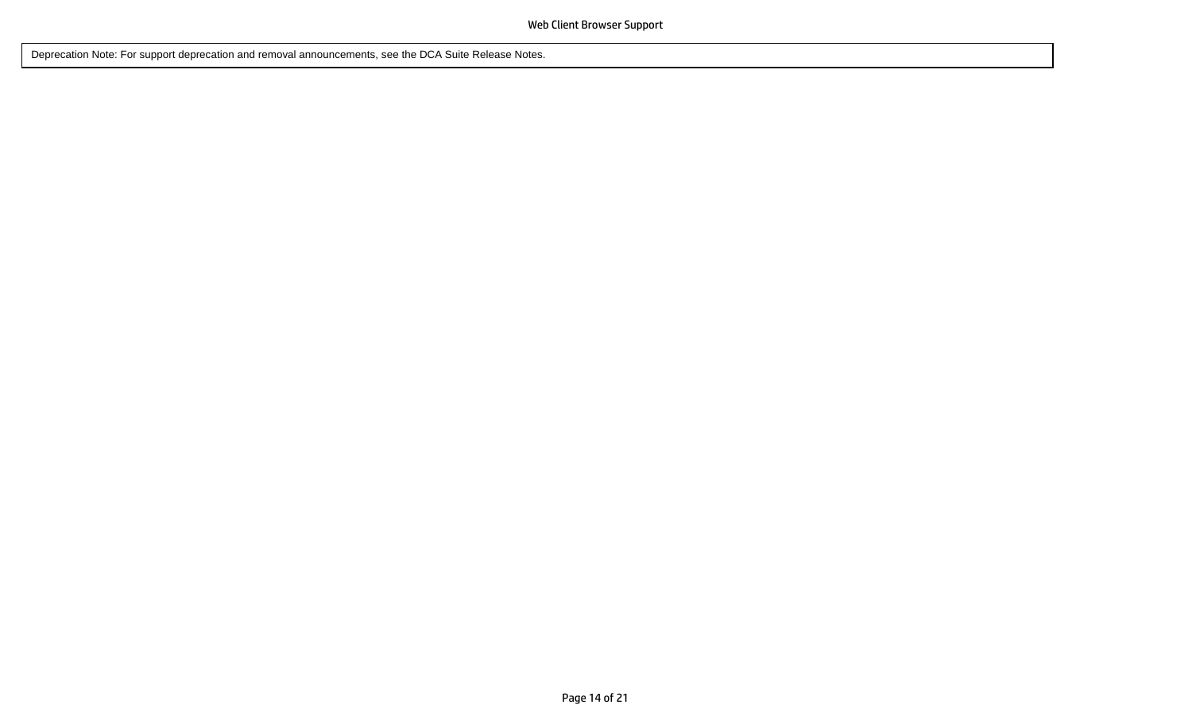Deprecation Note: For support deprecation and removal announcements, see the DCA Suite Release Notes.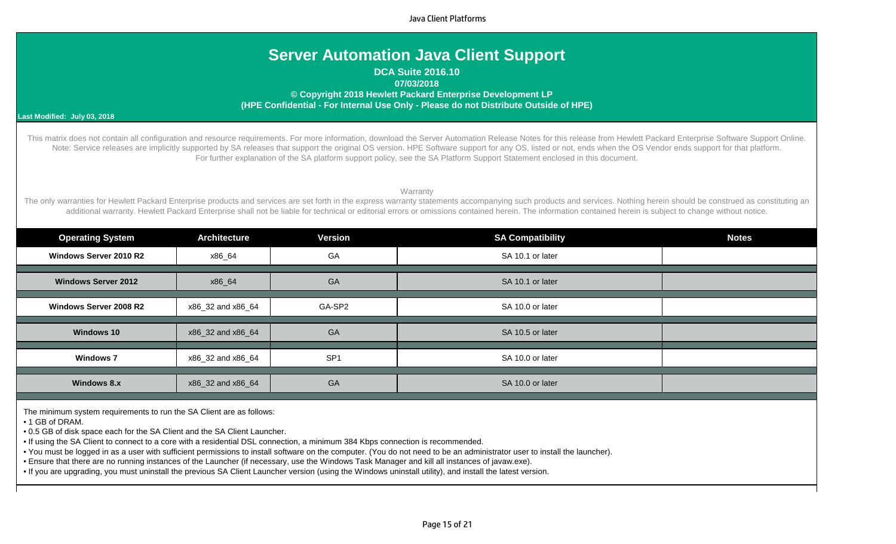# Server Automation Java Client Support

**DCA Suite 2016.10**

**07/03/2018**

**© Copyright 2018 Hewlett Packard Enterprise Development LP**

**(HPE Confidential - For Internal Use Only - Please do not Distribute Outside of HPE)**

**Last Modified: July 03, 2018**

This matrix does not contain all configuration and resource requirements. For more information, download the Server Automation Release Notes for this release from Hewlett Packard Enterprise Software Support Online. Note: Service releases are implicitly supported by SA releases that support the original OS version. HPE Software support for any OS, listed or not, ends when the OS Vendor ends support for that platform. For further explanation of the SA platform support policy, see the SA Platform Support Statement enclosed in this document.

Warranty

The only warranties for Hewlett Packard Enterprise products and services are set forth in the express warranty statements accompanying such products and services. Nothing herein should be construed as constituting an additional warranty. Hewlett Packard Enterprise shall not be liable for technical or editorial errors or omissions contained herein. The information contained herein is subject to change without notice.

| Operating System | Architecture | Version | SA Compatibility | Notes |
|---|---|---|---|---|
| **Windows Server 2010 R2** | x86_64 | GA | SA 10.1 or later | |
| **Windows Server 2012** | x86_64 | GA | SA 10.1 or later | |
| **Windows Server 2008 R2** | x86_32 and x86_64 | GA-SP2 | SA 10.0 or later | |
| **Windows 10** | x86_32 and x86_64 | GA | SA 10.5 or later | |
| **Windows 7** | x86_32 and x86_64 | SP1 | SA 10.0 or later | |
| **Windows 8.x** | x86_32 and x86_64 | GA | SA 10.0 or later | |

The minimum system requirements to run the SA Client are as follows:

- 1 GB of DRAM.
- 0.5 GB of disk space each for the SA Client and the SA Client Launcher.
- If using the SA Client to connect to a core with a residential DSL connection, a minimum 384 Kbps connection is recommended.
- You must be logged in as a user with sufficient permissions to install software on the computer. (You do not need to be an administrator user to install the launcher).
- Ensure that there are no running instances of the Launcher (if necessary, use the Windows Task Manager and kill all instances of javaw.exe).
- If you are upgrading, you must uninstall the previous SA Client Launcher version (using the Windows uninstall utility), and install the latest version.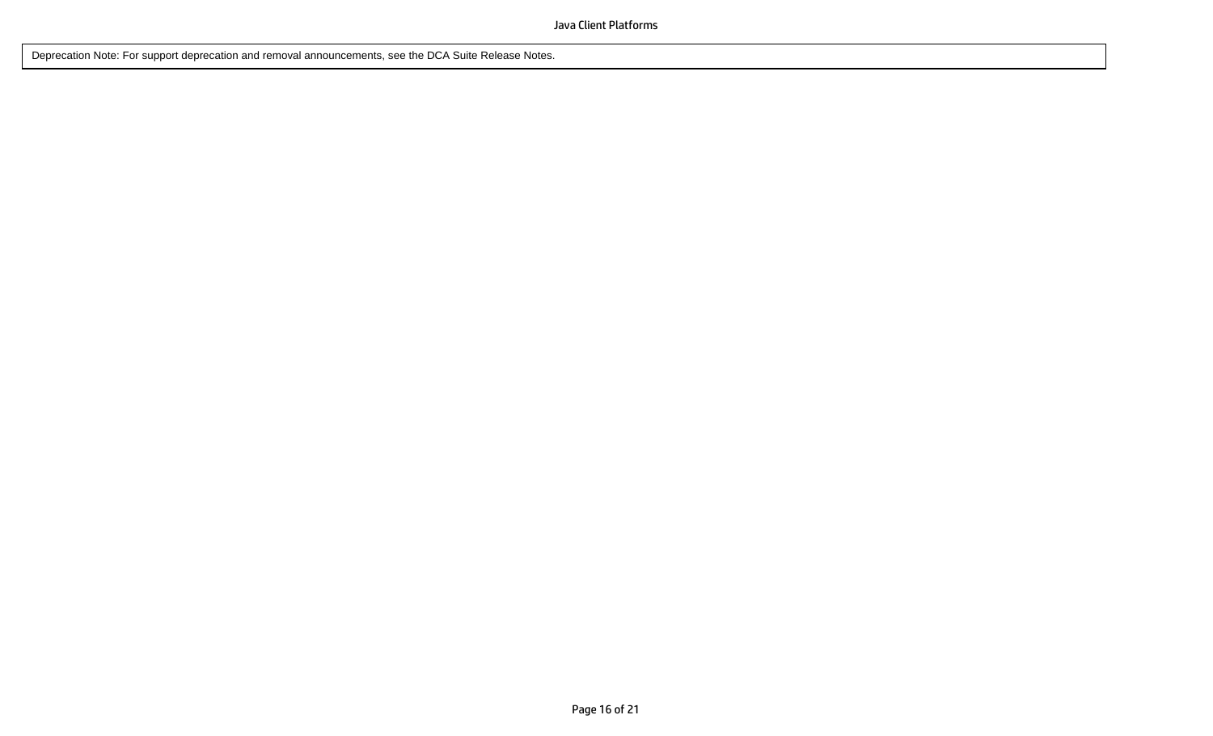| Deprecation Note: For support deprecation and removal announcements, see the DCA Suite Release Notes. |
| --- |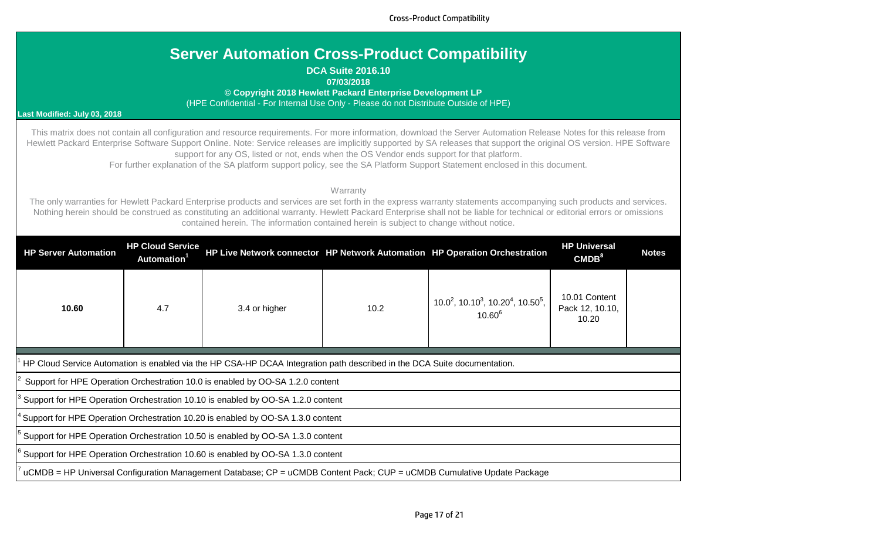# Server Automation Cross-Product Compatibility

**DCA Suite 2016.10**

**07/03/2018**

**© Copyright 2018 Hewlett Packard Enterprise Development LP**

(HPE Confidential - For Internal Use Only - Please do not Distribute Outside of HPE)

**Last Modified: July 03, 2018**

This matrix does not contain all configuration and resource requirements. For more information, download the Server Automation Release Notes for this release from Hewlett Packard Enterprise Software Support Online. Note: Service releases are implicitly supported by SA releases that support the original OS version. HPE Software support for any OS, listed or not, ends when the OS Vendor ends support for that platform.
For further explanation of the SA platform support policy, see the SA Platform Support Statement enclosed in this document.

Warranty

The only warranties for Hewlett Packard Enterprise products and services are set forth in the express warranty statements accompanying such products and services. Nothing herein should be construed as constituting an additional warranty. Hewlett Packard Enterprise shall not be liable for technical or editorial errors or omissions contained herein. The information contained herein is subject to change without notice.

| HP Server Automation | HP Cloud Service Automation[1] | HP Live Network connector | HP Network Automation | HP Operation Orchestration | HP Universal CMDB[8] | Notes |
|---|---|---|---|---|---|---|
| **10.60** | 4.7 | 3.4 or higher | 10.2 | 10.0[2], 10.10[3], 10.20[4], 10.50[5], 10.60[6] | 10.01 Content Pack 12, 10.10, 10.20 | |

[1] HP Cloud Service Automation is enabled via the HP CSA-HP DCAA Integration path described in the DCA Suite documentation.

[2] Support for HPE Operation Orchestration 10.0 is enabled by OO-SA 1.2.0 content

[3] Support for HPE Operation Orchestration 10.10 is enabled by OO-SA 1.2.0 content

[4] Support for HPE Operation Orchestration 10.20 is enabled by OO-SA 1.3.0 content

[5] Support for HPE Operation Orchestration 10.50 is enabled by OO-SA 1.3.0 content

[6] Support for HPE Operation Orchestration 10.60 is enabled by OO-SA 1.3.0 content

[7] uCMDB = HP Universal Configuration Management Database; CP = uCMDB Content Pack; CUP = uCMDB Cumulative Update Package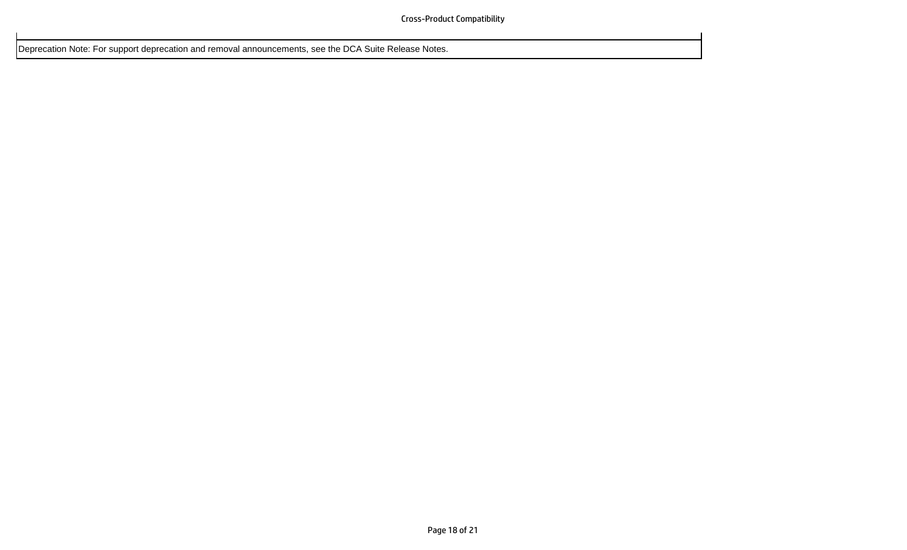| Deprecation Note: For support deprecation and removal announcements, see the DCA Suite Release Notes. |
| --- |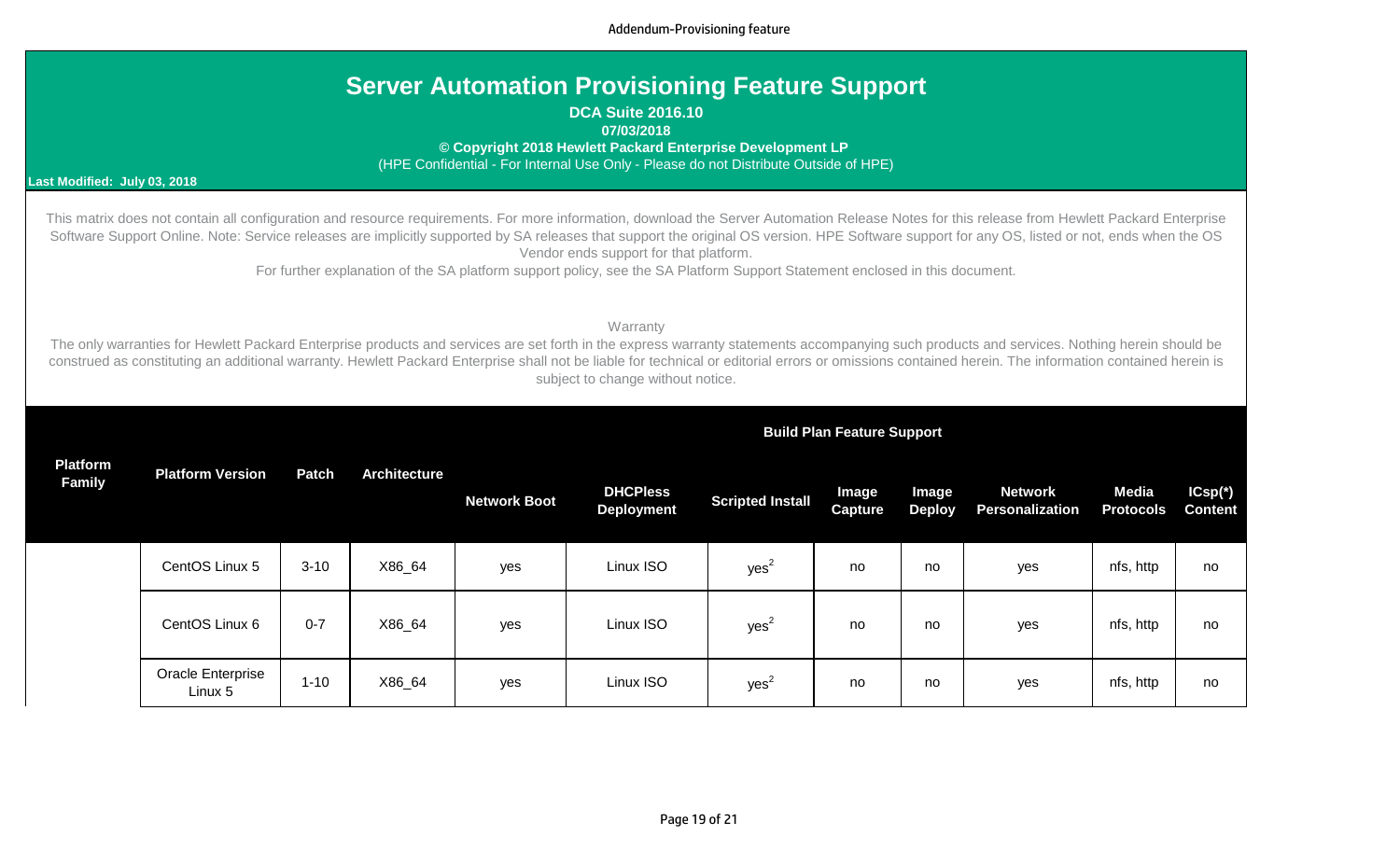# Server Automation Provisioning Feature Support

**DCA Suite 2016.10**

**07/03/2018**

**© Copyright 2018 Hewlett Packard Enterprise Development LP**

(HPE Confidential - For Internal Use Only - Please do not Distribute Outside of HPE)

**Last Modified: July 03, 2018**

This matrix does not contain all configuration and resource requirements. For more information, download the Server Automation Release Notes for this release from Hewlett Packard Enterprise Software Support Online. Note: Service releases are implicitly supported by SA releases that support the original OS version. HPE Software support for any OS, listed or not, ends when the OS Vendor ends support for that platform.

For further explanation of the SA platform support policy, see the SA Platform Support Statement enclosed in this document.

Warranty

The only warranties for Hewlett Packard Enterprise products and services are set forth in the express warranty statements accompanying such products and services. Nothing herein should be construed as constituting an additional warranty. Hewlett Packard Enterprise shall not be liable for technical or editorial errors or omissions contained herein. The information contained herein is subject to change without notice.

| Platform Family | Platform Version | Patch | Architecture | Build Plan Feature Support | | | | | | | |
|---|---|---|---|---|---|---|---|---|---|---|---|
| | | | | Network Boot | DHCPless Deployment | Scripted Install | Image Capture | Image Deploy | Network Personalization | Media Protocols | ICsp(*) Content |
| | CentOS Linux 5 | 3-10 | X86_64 | yes | Linux ISO | yes[2] | no | no | yes | nfs, http | no |
| | CentOS Linux 6 | 0-7 | X86_64 | yes | Linux ISO | yes[2] | no | no | yes | nfs, http | no |
| | Oracle Enterprise Linux 5 | 1-10 | X86_64 | yes | Linux ISO | yes[2] | no | no | yes | nfs, http | no |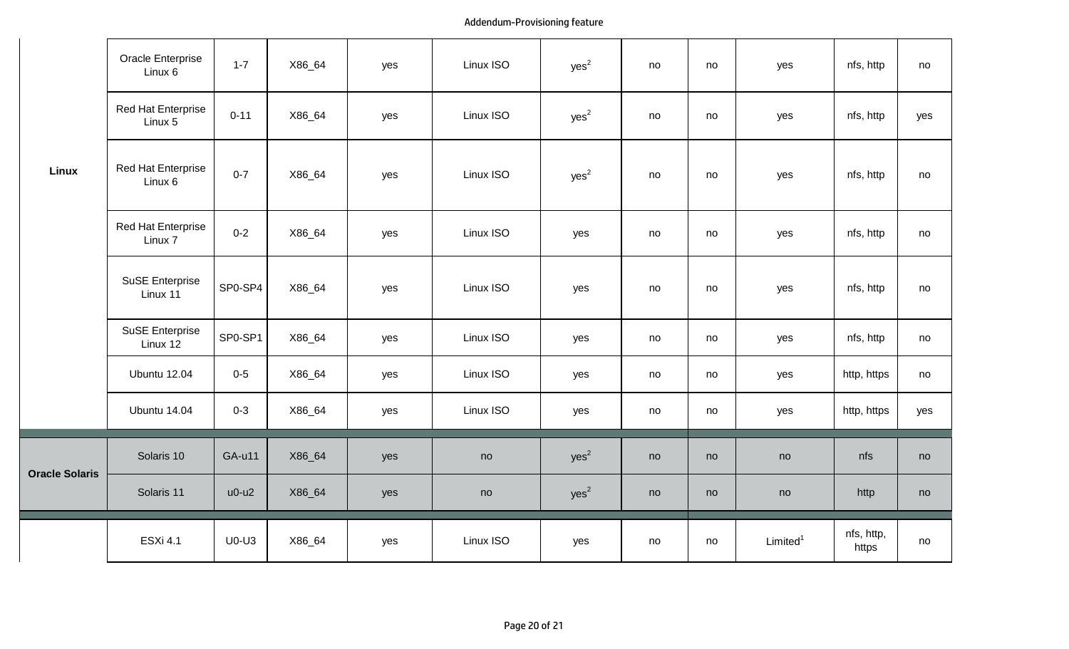| | | | | | | | | | | | |
|---|---|---|---|---|---|---|---|---|---|---|---|
| Linux | Oracle Enterprise Linux 6 | 1-7 | X86_64 | yes | Linux ISO | yes[2] | no | no | yes | nfs, http | no |
| | Red Hat Enterprise Linux 5 | 0-11 | X86_64 | yes | Linux ISO | yes[2] | no | no | yes | nfs, http | yes |
| | Red Hat Enterprise Linux 6 | 0-7 | X86_64 | yes | Linux ISO | yes[2] | no | no | yes | nfs, http | no |
| | Red Hat Enterprise Linux 7 | 0-2 | X86_64 | yes | Linux ISO | yes | no | no | yes | nfs, http | no |
| | SuSE Enterprise Linux 11 | SP0-SP4 | X86_64 | yes | Linux ISO | yes | no | no | yes | nfs, http | no |
| | SuSE Enterprise Linux 12 | SP0-SP1 | X86_64 | yes | Linux ISO | yes | no | no | yes | nfs, http | no |
| | Ubuntu 12.04 | 0-5 | X86_64 | yes | Linux ISO | yes | no | no | yes | http, https | no |
| | Ubuntu 14.04 | 0-3 | X86_64 | yes | Linux ISO | yes | no | no | yes | http, https | yes |
| Oracle Solaris | Solaris 10 | GA-u11 | X86_64 | yes | no | yes[2] | no | no | no | nfs | no |
| | Solaris 11 | u0-u2 | X86_64 | yes | no | yes[2] | no | no | no | http | no |
| | ESXi 4.1 | U0-U3 | X86_64 | yes | Linux ISO | yes | no | no | Limited[1] | nfs, http, https | no |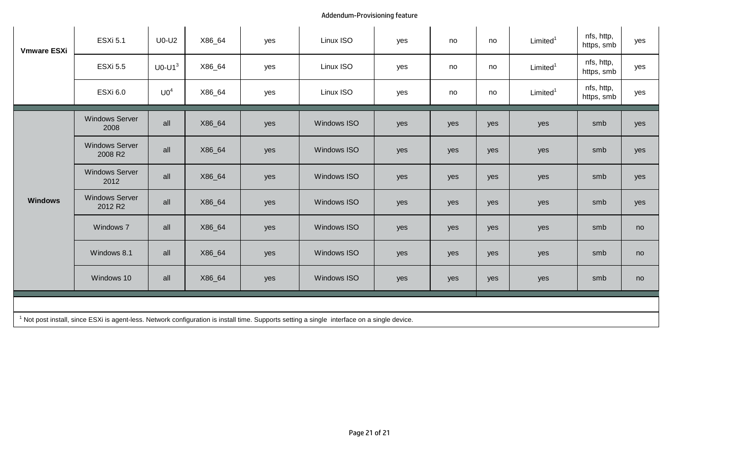| | | | | | | | | | | | |
|---|---|---|---|---|---|---|---|---|---|---|---|
| Vmware ESXi | ESXi 5.1 | U0-U2 | X86_64 | yes | Linux ISO | yes | no | no | Limited[1] | nfs, http, https, smb | yes |
| | ESXi 5.5 | U0-U1[3] | X86_64 | yes | Linux ISO | yes | no | no | Limited[1] | nfs, http, https, smb | yes |
| | ESXi 6.0 | U0[4] | X86_64 | yes | Linux ISO | yes | no | no | Limited[1] | nfs, http, https, smb | yes |
| Windows | Windows Server 2008 | all | X86_64 | yes | Windows ISO | yes | yes | yes | yes | smb | yes |
| | Windows Server 2008 R2 | all | X86_64 | yes | Windows ISO | yes | yes | yes | yes | smb | yes |
| | Windows Server 2012 | all | X86_64 | yes | Windows ISO | yes | yes | yes | yes | smb | yes |
| | Windows Server 2012 R2 | all | X86_64 | yes | Windows ISO | yes | yes | yes | yes | smb | yes |
| | Windows 7 | all | X86_64 | yes | Windows ISO | yes | yes | yes | yes | smb | no |
| | Windows 8.1 | all | X86_64 | yes | Windows ISO | yes | yes | yes | yes | smb | no |
| | Windows 10 | all | X86_64 | yes | Windows ISO | yes | yes | yes | yes | smb | no |

[1] Not post install, since ESXi is agent-less. Network configuration is install time. Supports setting a single interface on a single device.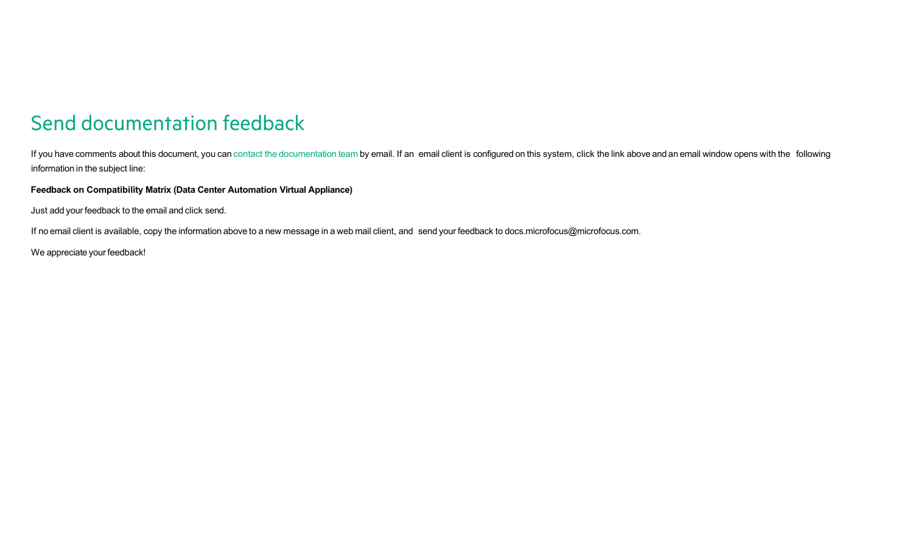# Send documentation feedback

If you have comments about this document, you can contact the documentation team by email. If an email client is configured on this system, click the link above and an email window opens with the following information in the subject line:

**Feedback on Compatibility Matrix (Data Center Automation Virtual Appliance)**

Just add your feedback to the email and click send.

If no email client is available, copy the information above to a new message in a web mail client, and send your feedback to docs.microfocus@microfocus.com.

We appreciate your feedback!